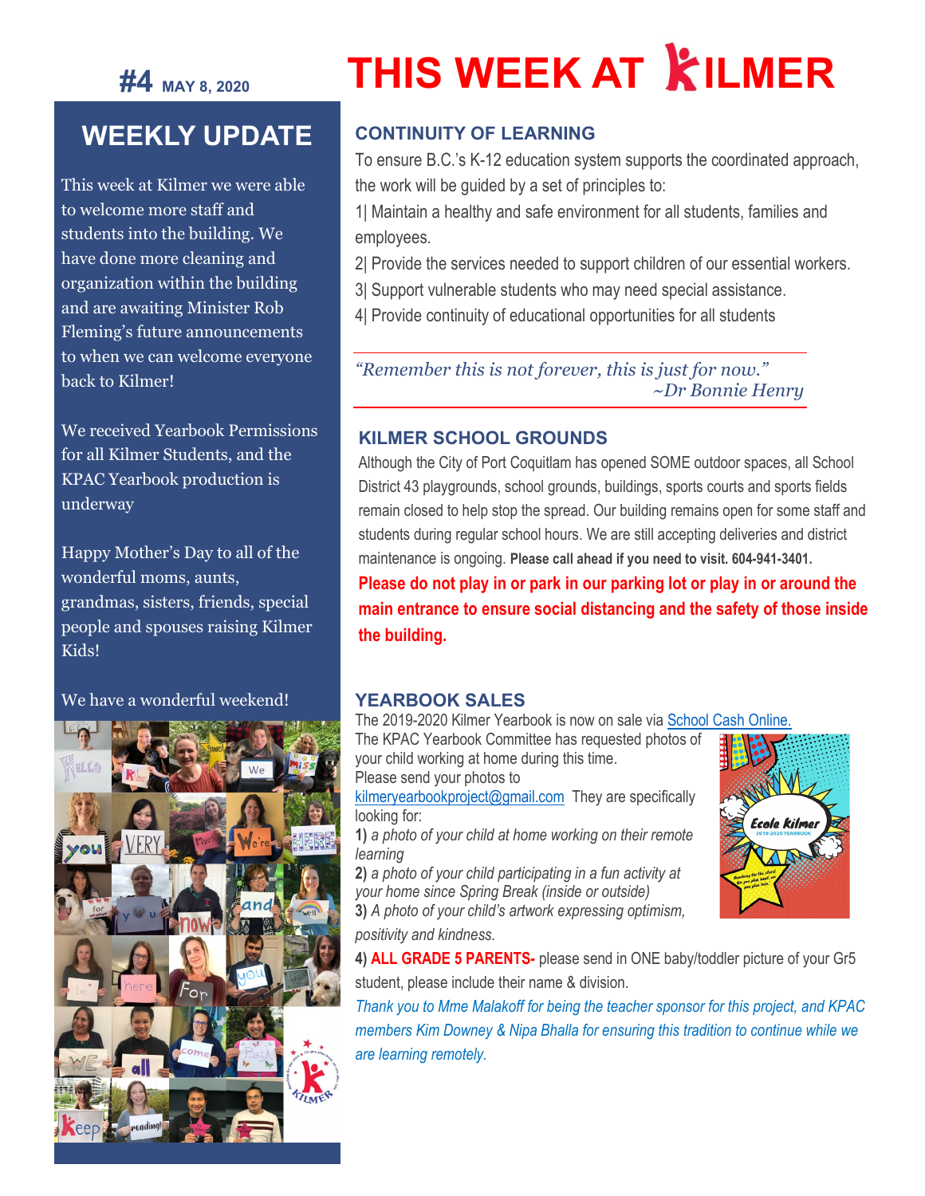**#4** MAY 8, 2020

# THIS WEEK AT KILMER

## WEEKLY UPDATE

This week at Kilmer we were able to welcome more staff and students into the building. We have done more cleaning and organization within the building and are awaiting Minister Rob Fleming's future announcements to when we can welcome everyone back to Kilmer!

We received Yearbook Permissions for all Kilmer Students, and the KPAC Yearbook production is underway

Happy Mother's Day to all of the wonderful moms, aunts, grandmas, sisters, friends, special people and spouses raising Kilmer Kids!

We have a wonderful weekend!

## CONTINUITY OF LEARNING

To ensure B.C.'s K-12 education system supports the coordinated approach, the work will be guided by a set of principles to:

1| Maintain a healthy and safe environment for all students, families and employees.

2| Provide the services needed to support children of our essential workers.

3| Support vulnerable students who may need special assistance.

4| Provide continuity of educational opportunities for all students

*"Remember this is not forever, this is just for now."*
*~Dr Bonnie Henry*

## KILMER SCHOOL GROUNDS

Although the City of Port Coquitlam has opened SOME outdoor spaces, all School District 43 playgrounds, school grounds, buildings, sports courts and sports fields remain closed to help stop the spread. Our building remains open for some staff and students during regular school hours. We are still accepting deliveries and district maintenance is ongoing. **Please call ahead if you need to visit. 604-941-3401.**

**Please do not play in or park in our parking lot or play in or around the main entrance to ensure social distancing and the safety of those inside the building.**

## YEARBOOK SALES

The 2019-2020 Kilmer Yearbook is now on sale via School Cash Online.

The KPAC Yearbook Committee has requested photos of your child working at home during this time.

Please send your photos to kilmeryearbookproject@gmail.com They are specifically looking for:

**1)** *a photo of your child at home working on their remote learning*

**2)** *a photo of your child participating in a fun activity at your home since Spring Break (inside or outside)*

**3)** *A photo of your child's artwork expressing optimism, positivity and kindness.*

**4) ALL GRADE 5 PARENTS-** please send in ONE baby/toddler picture of your Gr5 student, please include their name & division.

*Thank you to Mme Malakoff for being the teacher sponsor for this project, and KPAC members Kim Downey & Nipa Bhalla for ensuring this tradition to continue while we are learning remotely.*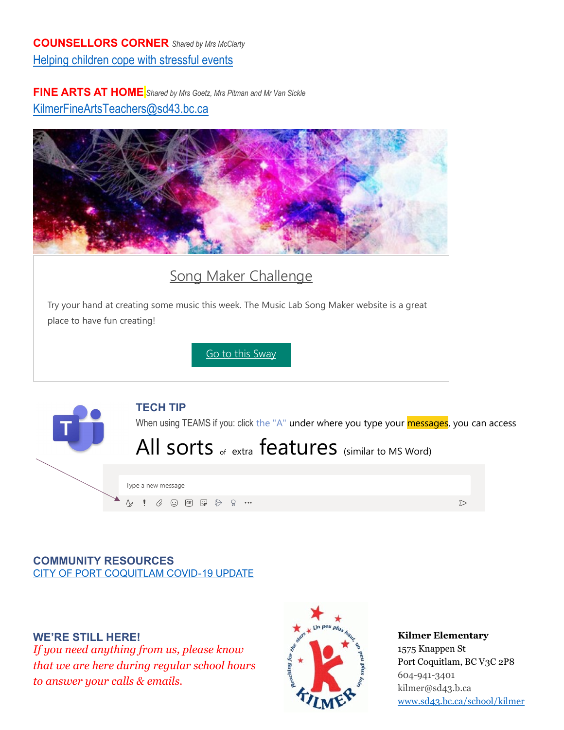**COUNSELLORS CORNER** *Shared by Mrs McClarty*

Helping children cope with stressful events

**FINE ARTS AT HOME** *Shared by Mrs Goetz, Mrs Pitman and Mr Van Sickle*

KilmerFineArtsTeachers@sd43.bc.ca

## Song Maker Challenge

Try your hand at creating some music this week. The Music Lab Song Maker website is a great place to have fun creating!

Go to this Sway

**TECH TIP**

When using TEAMS if you: click the "A" under where you type your messages, you can access

All sorts of extra features (similar to MS Word)

Type a new message

**COMMUNITY RESOURCES**

CITY OF PORT COQUITLAM COVID-19 UPDATE

**WE'RE STILL HERE!**

*If you need anything from us, please know that we are here during regular school hours to answer your calls & emails.*

Un peu plus haut, un peu plus loin

Reaching for the stars

KILMER

**Kilmer Elementary**
1575 Knappen St
Port Coquitlam, BC V3C 2P8
604-941-3401
kilmer@sd43.b.ca
www.sd43.bc.ca/school/kilmer